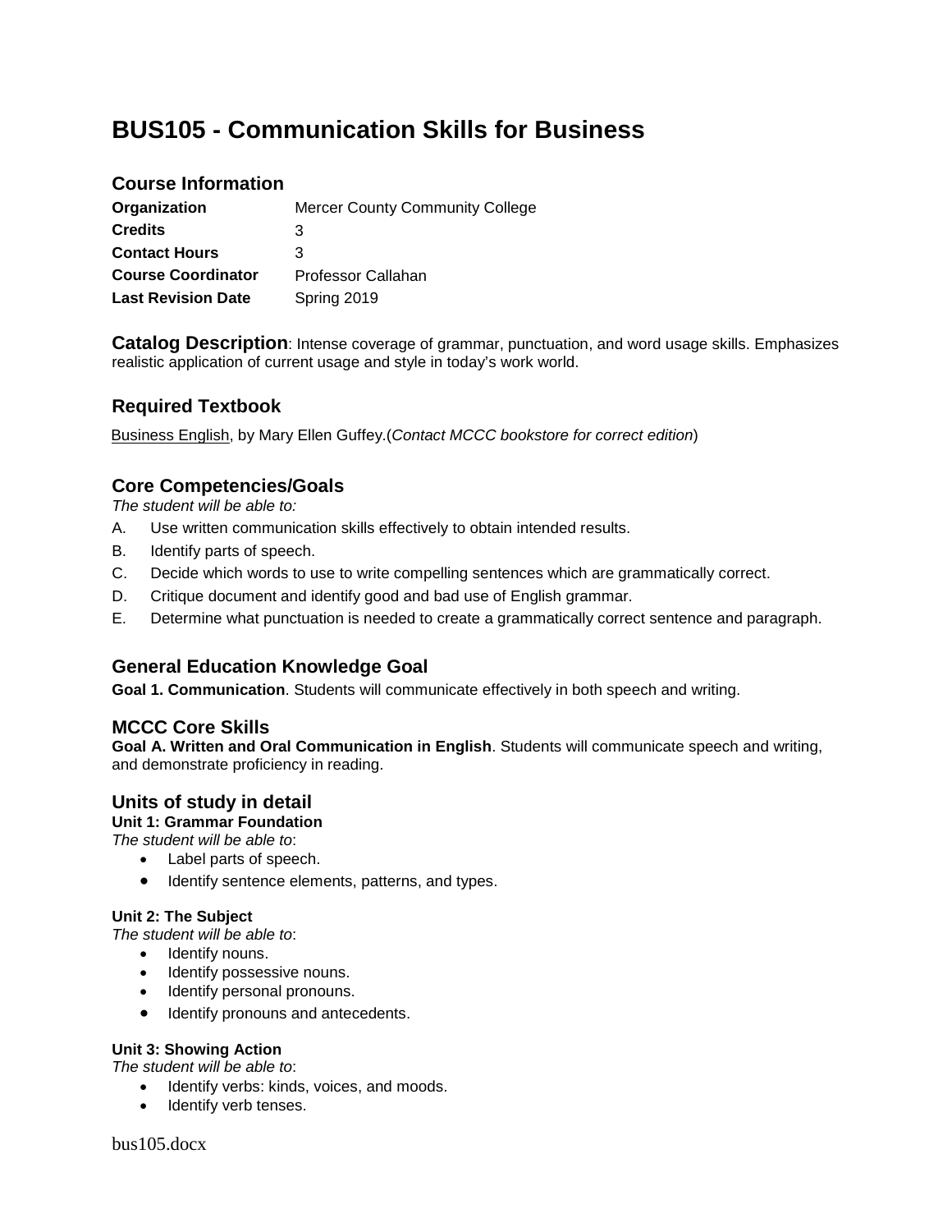# BUS105 - Communication Skills for Business

## Course Information

| | |
|---|---|
| **Organization** | Mercer County Community College |
| **Credits** | 3 |
| **Contact Hours** | 3 |
| **Course Coordinator** | Professor Callahan |
| **Last Revision Date** | Spring 2019 |

**Catalog Description**: Intense coverage of grammar, punctuation, and word usage skills. Emphasizes realistic application of current usage and style in today's work world.

## Required Textbook

Business English, by Mary Ellen Guffey.(*Contact MCCC bookstore for correct edition*)

## Core Competencies/Goals

*The student will be able to:*

A. Use written communication skills effectively to obtain intended results.
B. Identify parts of speech.
C. Decide which words to use to write compelling sentences which are grammatically correct.
D. Critique document and identify good and bad use of English grammar.
E. Determine what punctuation is needed to create a grammatically correct sentence and paragraph.

## General Education Knowledge Goal

**Goal 1. Communication**. Students will communicate effectively in both speech and writing.

## MCCC Core Skills

**Goal A. Written and Oral Communication in English**. Students will communicate speech and writing, and demonstrate proficiency in reading.

## Units of study in detail

**Unit 1: Grammar Foundation**

*The student will be able to*:

- Label parts of speech.
- Identify sentence elements, patterns, and types.

**Unit 2: The Subject**

*The student will be able to*:

- Identify nouns.
- Identify possessive nouns.
- Identify personal pronouns.
- Identify pronouns and antecedents.

**Unit 3: Showing Action**

*The student will be able to*:

- Identify verbs: kinds, voices, and moods.
- Identify verb tenses.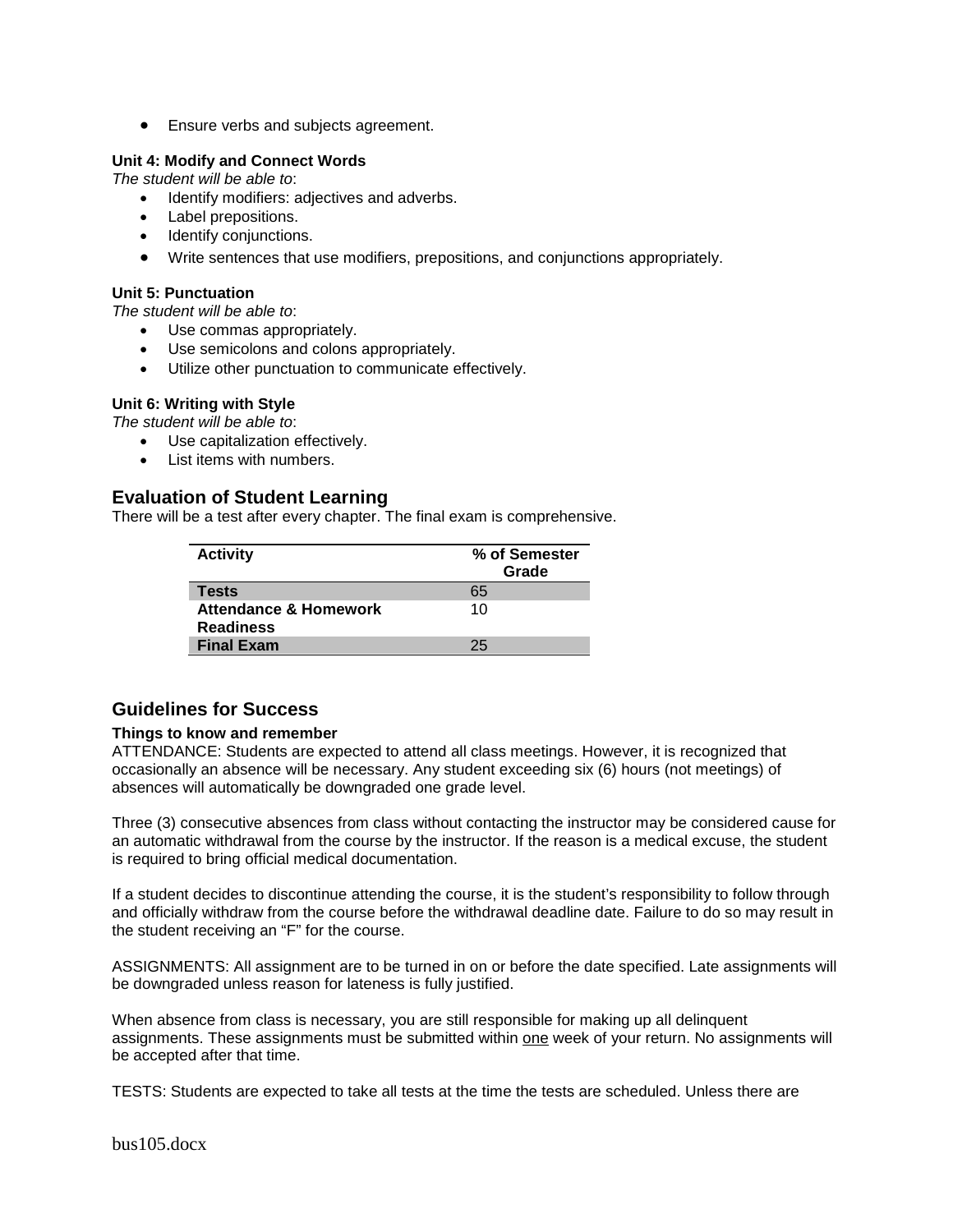- Ensure verbs and subjects agreement.

**Unit 4: Modify and Connect Words**
*The student will be able to*:
- Identify modifiers: adjectives and adverbs.
- Label prepositions.
- Identify conjunctions.
- Write sentences that use modifiers, prepositions, and conjunctions appropriately.

**Unit 5: Punctuation**
*The student will be able to*:
- Use commas appropriately.
- Use semicolons and colons appropriately.
- Utilize other punctuation to communicate effectively.

**Unit 6: Writing with Style**
*The student will be able to*:
- Use capitalization effectively.
- List items with numbers.

## Evaluation of Student Learning

There will be a test after every chapter. The final exam is comprehensive.

| Activity | % of Semester Grade |
|---|---|
| **Tests** | 65 |
| **Attendance & Homework Readiness** | 10 |
| **Final Exam** | 25 |

## Guidelines for Success

**Things to know and remember**

ATTENDANCE: Students are expected to attend all class meetings. However, it is recognized that occasionally an absence will be necessary. Any student exceeding six (6) hours (not meetings) of absences will automatically be downgraded one grade level.

Three (3) consecutive absences from class without contacting the instructor may be considered cause for an automatic withdrawal from the course by the instructor. If the reason is a medical excuse, the student is required to bring official medical documentation.

If a student decides to discontinue attending the course, it is the student's responsibility to follow through and officially withdraw from the course before the withdrawal deadline date. Failure to do so may result in the student receiving an "F" for the course.

ASSIGNMENTS: All assignment are to be turned in on or before the date specified. Late assignments will be downgraded unless reason for lateness is fully justified.

When absence from class is necessary, you are still responsible for making up all delinquent assignments. These assignments must be submitted within one week of your return. No assignments will be accepted after that time.

TESTS: Students are expected to take all tests at the time the tests are scheduled. Unless there are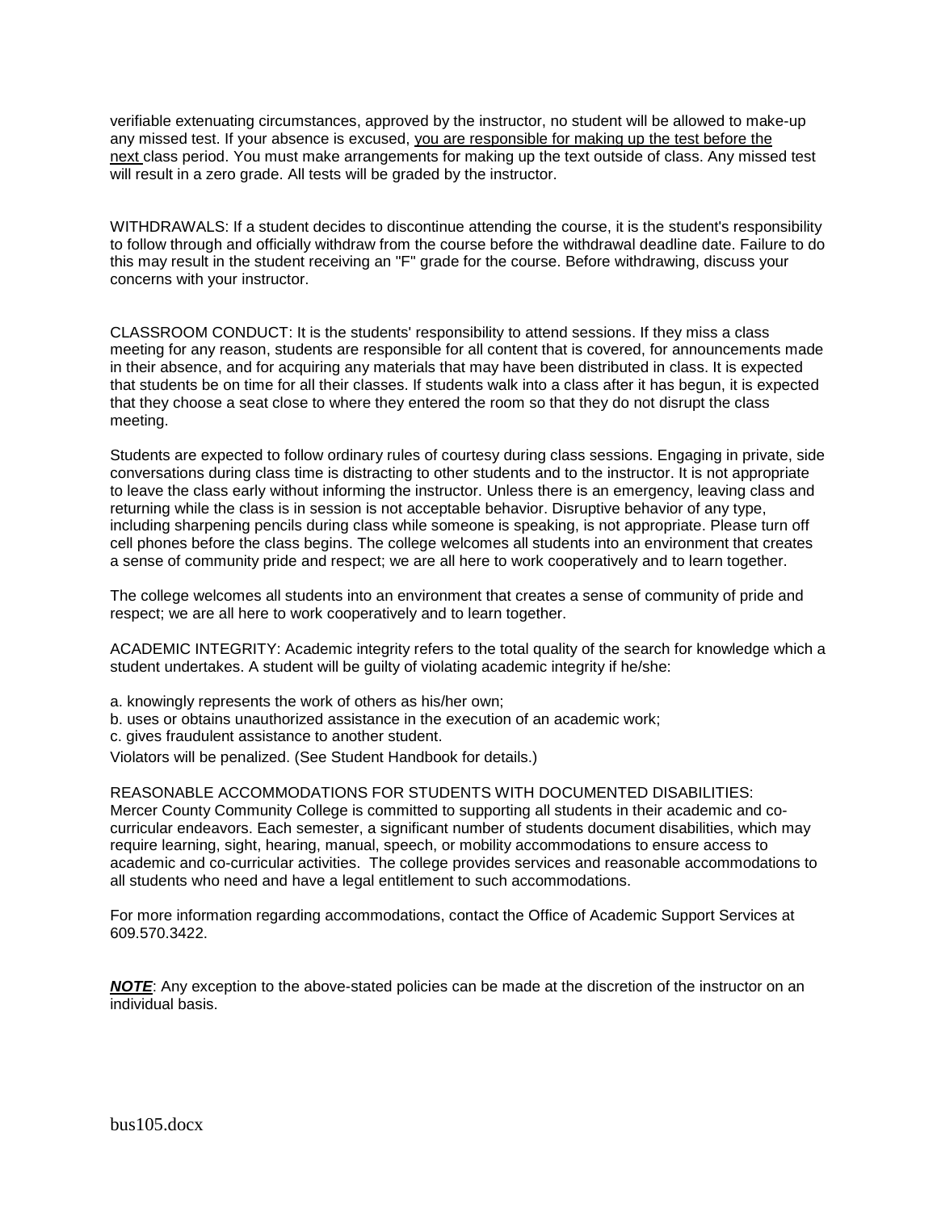verifiable extenuating circumstances, approved by the instructor, no student will be allowed to make-up any missed test. If your absence is excused, <u>you are responsible for making up the test before the next</u> class period. You must make arrangements for making up the text outside of class. Any missed test will result in a zero grade. All tests will be graded by the instructor.

WITHDRAWALS: If a student decides to discontinue attending the course, it is the student's responsibility to follow through and officially withdraw from the course before the withdrawal deadline date. Failure to do this may result in the student receiving an "F" grade for the course. Before withdrawing, discuss your concerns with your instructor.

CLASSROOM CONDUCT: It is the students' responsibility to attend sessions. If they miss a class meeting for any reason, students are responsible for all content that is covered, for announcements made in their absence, and for acquiring any materials that may have been distributed in class. It is expected that students be on time for all their classes. If students walk into a class after it has begun, it is expected that they choose a seat close to where they entered the room so that they do not disrupt the class meeting.

Students are expected to follow ordinary rules of courtesy during class sessions. Engaging in private, side conversations during class time is distracting to other students and to the instructor. It is not appropriate to leave the class early without informing the instructor. Unless there is an emergency, leaving class and returning while the class is in session is not acceptable behavior. Disruptive behavior of any type, including sharpening pencils during class while someone is speaking, is not appropriate. Please turn off cell phones before the class begins. The college welcomes all students into an environment that creates a sense of community pride and respect; we are all here to work cooperatively and to learn together.

The college welcomes all students into an environment that creates a sense of community of pride and respect; we are all here to work cooperatively and to learn together.

ACADEMIC INTEGRITY: Academic integrity refers to the total quality of the search for knowledge which a student undertakes. A student will be guilty of violating academic integrity if he/she:

a. knowingly represents the work of others as his/her own;
b. uses or obtains unauthorized assistance in the execution of an academic work;
c. gives fraudulent assistance to another student.

Violators will be penalized. (See Student Handbook for details.)

REASONABLE ACCOMMODATIONS FOR STUDENTS WITH DOCUMENTED DISABILITIES:
Mercer County Community College is committed to supporting all students in their academic and co-curricular endeavors. Each semester, a significant number of students document disabilities, which may require learning, sight, hearing, manual, speech, or mobility accommodations to ensure access to academic and co-curricular activities. The college provides services and reasonable accommodations to all students who need and have a legal entitlement to such accommodations.

For more information regarding accommodations, contact the Office of Academic Support Services at 609.570.3422.

***<u>NOTE</u>***: Any exception to the above-stated policies can be made at the discretion of the instructor on an individual basis.